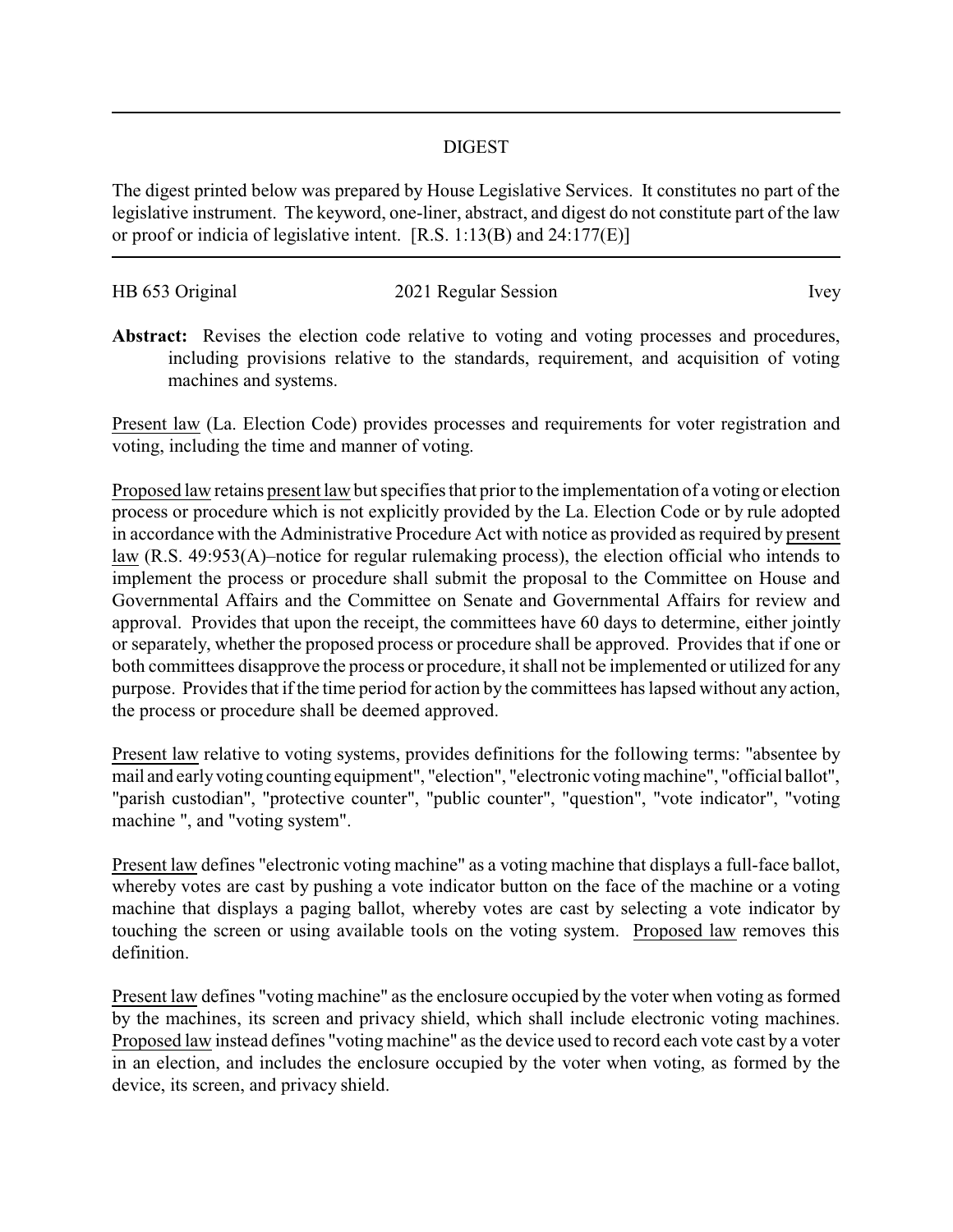# DIGEST

The digest printed below was prepared by House Legislative Services. It constitutes no part of the legislative instrument. The keyword, one-liner, abstract, and digest do not constitute part of the law or proof or indicia of legislative intent. [R.S. 1:13(B) and 24:177(E)]

HB 653 Original 2021 Regular Session Ivey

**Abstract:** Revises the election code relative to voting and voting processes and procedures, including provisions relative to the standards, requirement, and acquisition of voting machines and systems.

Present law (La. Election Code) provides processes and requirements for voter registration and voting, including the time and manner of voting.

Proposed law retains present law but specifies that prior to the implementation of a voting or election process or procedure which is not explicitly provided by the La. Election Code or by rule adopted in accordance with the Administrative Procedure Act with notice as provided as required by present law (R.S. 49:953(A)–notice for regular rulemaking process), the election official who intends to implement the process or procedure shall submit the proposal to the Committee on House and Governmental Affairs and the Committee on Senate and Governmental Affairs for review and approval. Provides that upon the receipt, the committees have 60 days to determine, either jointly or separately, whether the proposed process or procedure shall be approved. Provides that if one or both committees disapprove the process or procedure, it shall not be implemented or utilized for any purpose. Provides that if the time period for action by the committees has lapsed without any action, the process or procedure shall be deemed approved.

Present law relative to voting systems, provides definitions for the following terms: "absentee by mail and early voting counting equipment", "election", "electronic voting machine", "official ballot", "parish custodian", "protective counter", "public counter", "question", "vote indicator", "voting machine ", and "voting system".

Present law defines "electronic voting machine" as a voting machine that displays a full-face ballot, whereby votes are cast by pushing a vote indicator button on the face of the machine or a voting machine that displays a paging ballot, whereby votes are cast by selecting a vote indicator by touching the screen or using available tools on the voting system. Proposed law removes this definition.

Present law defines "voting machine" as the enclosure occupied by the voter when voting as formed by the machines, its screen and privacy shield, which shall include electronic voting machines. Proposed law instead defines "voting machine" as the device used to record each vote cast by a voter in an election, and includes the enclosure occupied by the voter when voting, as formed by the device, its screen, and privacy shield.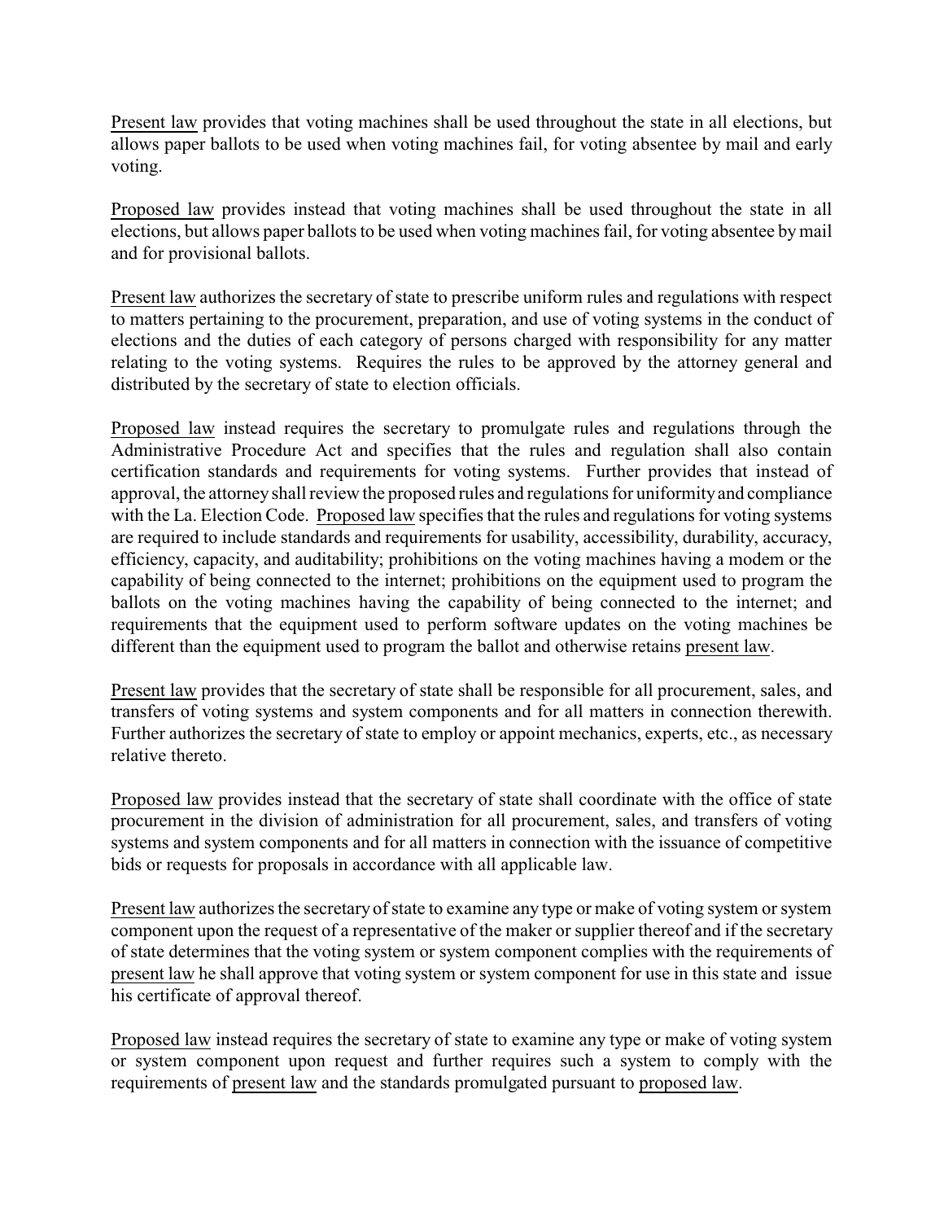Present law provides that voting machines shall be used throughout the state in all elections, but allows paper ballots to be used when voting machines fail, for voting absentee by mail and early voting.

Proposed law provides instead that voting machines shall be used throughout the state in all elections, but allows paper ballots to be used when voting machines fail, for voting absentee by mail and for provisional ballots.

Present law authorizes the secretary of state to prescribe uniform rules and regulations with respect to matters pertaining to the procurement, preparation, and use of voting systems in the conduct of elections and the duties of each category of persons charged with responsibility for any matter relating to the voting systems. Requires the rules to be approved by the attorney general and distributed by the secretary of state to election officials.

Proposed law instead requires the secretary to promulgate rules and regulations through the Administrative Procedure Act and specifies that the rules and regulation shall also contain certification standards and requirements for voting systems. Further provides that instead of approval, the attorney shall review the proposed rules and regulations for uniformity and compliance with the La. Election Code. Proposed law specifies that the rules and regulations for voting systems are required to include standards and requirements for usability, accessibility, durability, accuracy, efficiency, capacity, and auditability; prohibitions on the voting machines having a modem or the capability of being connected to the internet; prohibitions on the equipment used to program the ballots on the voting machines having the capability of being connected to the internet; and requirements that the equipment used to perform software updates on the voting machines be different than the equipment used to program the ballot and otherwise retains present law.

Present law provides that the secretary of state shall be responsible for all procurement, sales, and transfers of voting systems and system components and for all matters in connection therewith. Further authorizes the secretary of state to employ or appoint mechanics, experts, etc., as necessary relative thereto.

Proposed law provides instead that the secretary of state shall coordinate with the office of state procurement in the division of administration for all procurement, sales, and transfers of voting systems and system components and for all matters in connection with the issuance of competitive bids or requests for proposals in accordance with all applicable law.

Present law authorizes the secretary of state to examine any type or make of voting system or system component upon the request of a representative of the maker or supplier thereof and if the secretary of state determines that the voting system or system component complies with the requirements of present law he shall approve that voting system or system component for use in this state and issue his certificate of approval thereof.

Proposed law instead requires the secretary of state to examine any type or make of voting system or system component upon request and further requires such a system to comply with the requirements of present law and the standards promulgated pursuant to proposed law.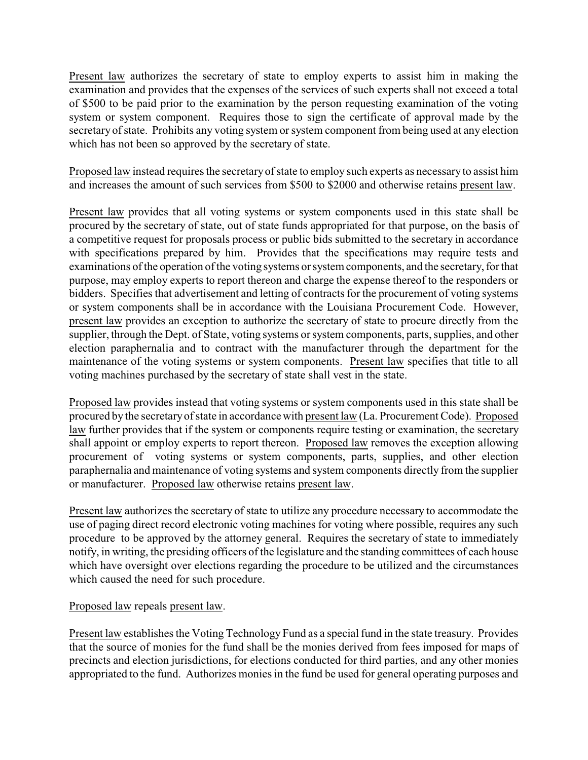Present law authorizes the secretary of state to employ experts to assist him in making the examination and provides that the expenses of the services of such experts shall not exceed a total of $500 to be paid prior to the examination by the person requesting examination of the voting system or system component. Requires those to sign the certificate of approval made by the secretary of state. Prohibits any voting system or system component from being used at any election which has not been so approved by the secretary of state.

Proposed law instead requires the secretary of state to employ such experts as necessary to assist him and increases the amount of such services from $500 to $2000 and otherwise retains present law.

Present law provides that all voting systems or system components used in this state shall be procured by the secretary of state, out of state funds appropriated for that purpose, on the basis of a competitive request for proposals process or public bids submitted to the secretary in accordance with specifications prepared by him. Provides that the specifications may require tests and examinations of the operation of the voting systems or system components, and the secretary, for that purpose, may employ experts to report thereon and charge the expense thereof to the responders or bidders. Specifies that advertisement and letting of contracts for the procurement of voting systems or system components shall be in accordance with the Louisiana Procurement Code. However, present law provides an exception to authorize the secretary of state to procure directly from the supplier, through the Dept. of State, voting systems or system components, parts, supplies, and other election paraphernalia and to contract with the manufacturer through the department for the maintenance of the voting systems or system components. Present law specifies that title to all voting machines purchased by the secretary of state shall vest in the state.

Proposed law provides instead that voting systems or system components used in this state shall be procured by the secretary of state in accordance with present law (La. Procurement Code). Proposed law further provides that if the system or components require testing or examination, the secretary shall appoint or employ experts to report thereon. Proposed law removes the exception allowing procurement of voting systems or system components, parts, supplies, and other election paraphernalia and maintenance of voting systems and system components directly from the supplier or manufacturer. Proposed law otherwise retains present law.

Present law authorizes the secretary of state to utilize any procedure necessary to accommodate the use of paging direct record electronic voting machines for voting where possible, requires any such procedure to be approved by the attorney general. Requires the secretary of state to immediately notify, in writing, the presiding officers of the legislature and the standing committees of each house which have oversight over elections regarding the procedure to be utilized and the circumstances which caused the need for such procedure.

Proposed law repeals present law.

Present law establishes the Voting Technology Fund as a special fund in the state treasury. Provides that the source of monies for the fund shall be the monies derived from fees imposed for maps of precincts and election jurisdictions, for elections conducted for third parties, and any other monies appropriated to the fund. Authorizes monies in the fund be used for general operating purposes and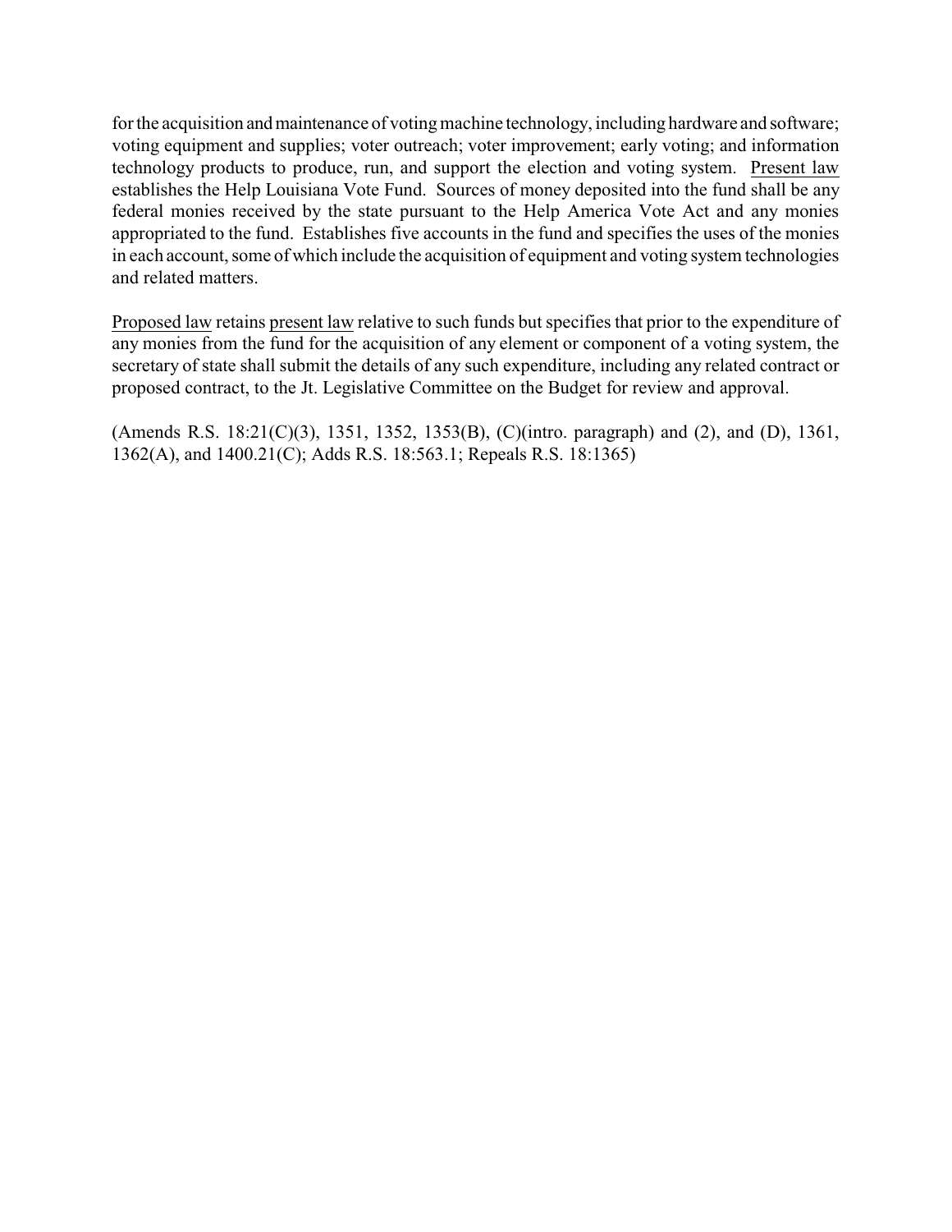for the acquisition and maintenance of voting machine technology, including hardware and software; voting equipment and supplies; voter outreach; voter improvement; early voting; and information technology products to produce, run, and support the election and voting system. Present law establishes the Help Louisiana Vote Fund. Sources of money deposited into the fund shall be any federal monies received by the state pursuant to the Help America Vote Act and any monies appropriated to the fund. Establishes five accounts in the fund and specifies the uses of the monies in each account, some of which include the acquisition of equipment and voting system technologies and related matters.

Proposed law retains present law relative to such funds but specifies that prior to the expenditure of any monies from the fund for the acquisition of any element or component of a voting system, the secretary of state shall submit the details of any such expenditure, including any related contract or proposed contract, to the Jt. Legislative Committee on the Budget for review and approval.

(Amends R.S. 18:21(C)(3), 1351, 1352, 1353(B), (C)(intro. paragraph) and (2), and (D), 1361, 1362(A), and 1400.21(C); Adds R.S. 18:563.1; Repeals R.S. 18:1365)